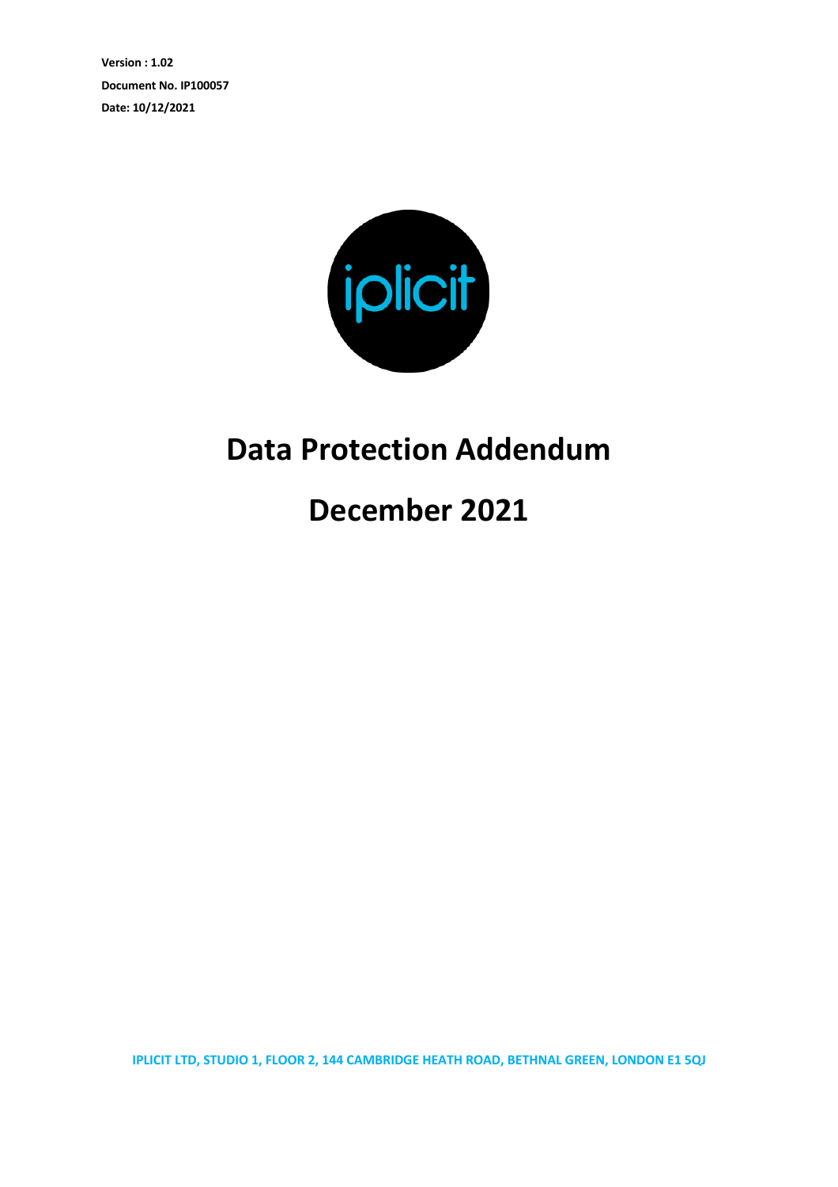**Version : 1.02**

**Document No. IP100057**

**Date: 10/12/2021**

iplicit

# Data Protection Addendum

# December 2021

**IPLICIT LTD, STUDIO 1, FLOOR 2, 144 CAMBRIDGE HEATH ROAD, BETHNAL GREEN, LONDON E1 5QJ**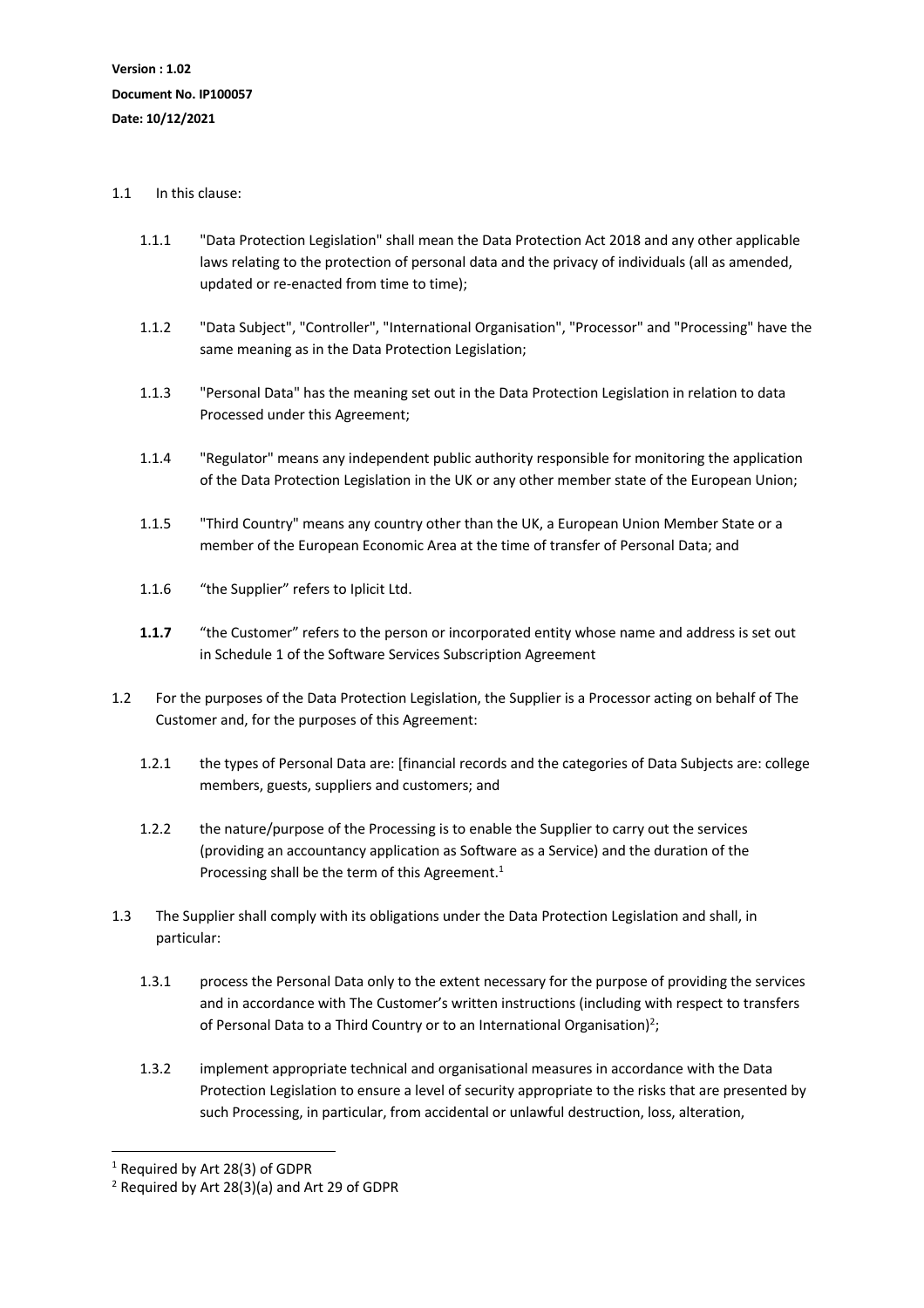**Version : 1.02**
**Document No. IP100057**
**Date: 10/12/2021**

1.1 In this clause:

1.1.1 "Data Protection Legislation" shall mean the Data Protection Act 2018 and any other applicable laws relating to the protection of personal data and the privacy of individuals (all as amended, updated or re-enacted from time to time);

1.1.2 "Data Subject", "Controller", "International Organisation", "Processor" and "Processing" have the same meaning as in the Data Protection Legislation;

1.1.3 "Personal Data" has the meaning set out in the Data Protection Legislation in relation to data Processed under this Agreement;

1.1.4 "Regulator" means any independent public authority responsible for monitoring the application of the Data Protection Legislation in the UK or any other member state of the European Union;

1.1.5 "Third Country" means any country other than the UK, a European Union Member State or a member of the European Economic Area at the time of transfer of Personal Data; and

1.1.6 "the Supplier" refers to Iplicit Ltd.

**1.1.7** "the Customer" refers to the person or incorporated entity whose name and address is set out in Schedule 1 of the Software Services Subscription Agreement

1.2 For the purposes of the Data Protection Legislation, the Supplier is a Processor acting on behalf of The Customer and, for the purposes of this Agreement:

1.2.1 the types of Personal Data are: [financial records and the categories of Data Subjects are: college members, guests, suppliers and customers; and

1.2.2 the nature/purpose of the Processing is to enable the Supplier to carry out the services (providing an accountancy application as Software as a Service) and the duration of the Processing shall be the term of this Agreement.[1]

1.3 The Supplier shall comply with its obligations under the Data Protection Legislation and shall, in particular:

1.3.1 process the Personal Data only to the extent necessary for the purpose of providing the services and in accordance with The Customer's written instructions (including with respect to transfers of Personal Data to a Third Country or to an International Organisation)[2];

1.3.2 implement appropriate technical and organisational measures in accordance with the Data Protection Legislation to ensure a level of security appropriate to the risks that are presented by such Processing, in particular, from accidental or unlawful destruction, loss, alteration,

---

[1] Required by Art 28(3) of GDPR

[2] Required by Art 28(3)(a) and Art 29 of GDPR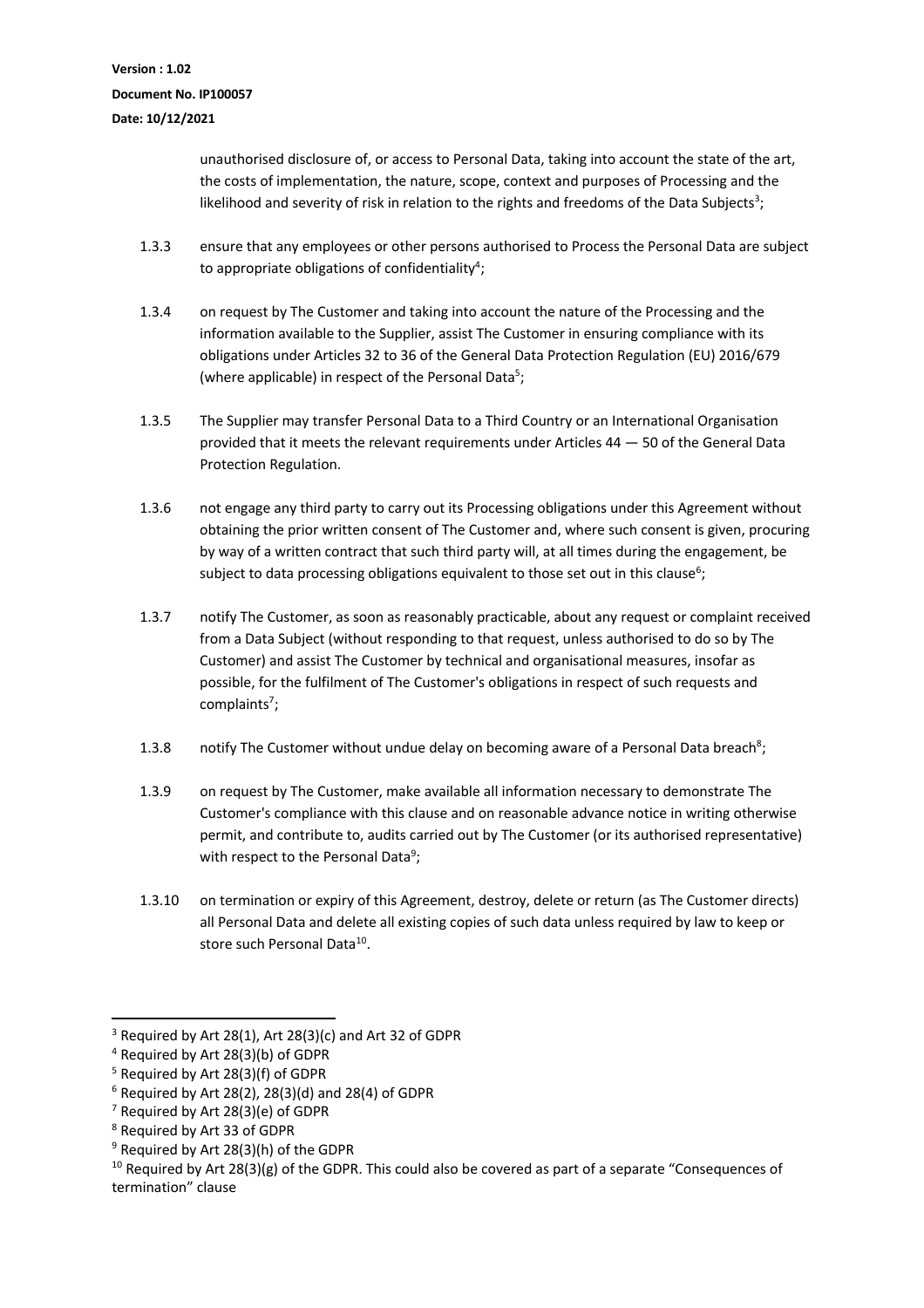unauthorised disclosure of, or access to Personal Data, taking into account the state of the art, the costs of implementation, the nature, scope, context and purposes of Processing and the likelihood and severity of risk in relation to the rights and freedoms of the Data Subjects[3];

1.3.3 ensure that any employees or other persons authorised to Process the Personal Data are subject to appropriate obligations of confidentiality[4];

1.3.4 on request by The Customer and taking into account the nature of the Processing and the information available to the Supplier, assist The Customer in ensuring compliance with its obligations under Articles 32 to 36 of the General Data Protection Regulation (EU) 2016/679 (where applicable) in respect of the Personal Data[5];

1.3.5 The Supplier may transfer Personal Data to a Third Country or an International Organisation provided that it meets the relevant requirements under Articles 44 — 50 of the General Data Protection Regulation.

1.3.6 not engage any third party to carry out its Processing obligations under this Agreement without obtaining the prior written consent of The Customer and, where such consent is given, procuring by way of a written contract that such third party will, at all times during the engagement, be subject to data processing obligations equivalent to those set out in this clause[6];

1.3.7 notify The Customer, as soon as reasonably practicable, about any request or complaint received from a Data Subject (without responding to that request, unless authorised to do so by The Customer) and assist The Customer by technical and organisational measures, insofar as possible, for the fulfilment of The Customer's obligations in respect of such requests and complaints[7];

1.3.8 notify The Customer without undue delay on becoming aware of a Personal Data breach[8];

1.3.9 on request by The Customer, make available all information necessary to demonstrate The Customer's compliance with this clause and on reasonable advance notice in writing otherwise permit, and contribute to, audits carried out by The Customer (or its authorised representative) with respect to the Personal Data[9];

1.3.10 on termination or expiry of this Agreement, destroy, delete or return (as The Customer directs) all Personal Data and delete all existing copies of such data unless required by law to keep or store such Personal Data[10].

---

[3] Required by Art 28(1), Art 28(3)(c) and Art 32 of GDPR

[4] Required by Art 28(3)(b) of GDPR

[5] Required by Art 28(3)(f) of GDPR

[6] Required by Art 28(2), 28(3)(d) and 28(4) of GDPR

[7] Required by Art 28(3)(e) of GDPR

[8] Required by Art 33 of GDPR

[9] Required by Art 28(3)(h) of the GDPR

[10] Required by Art 28(3)(g) of the GDPR. This could also be covered as part of a separate "Consequences of termination" clause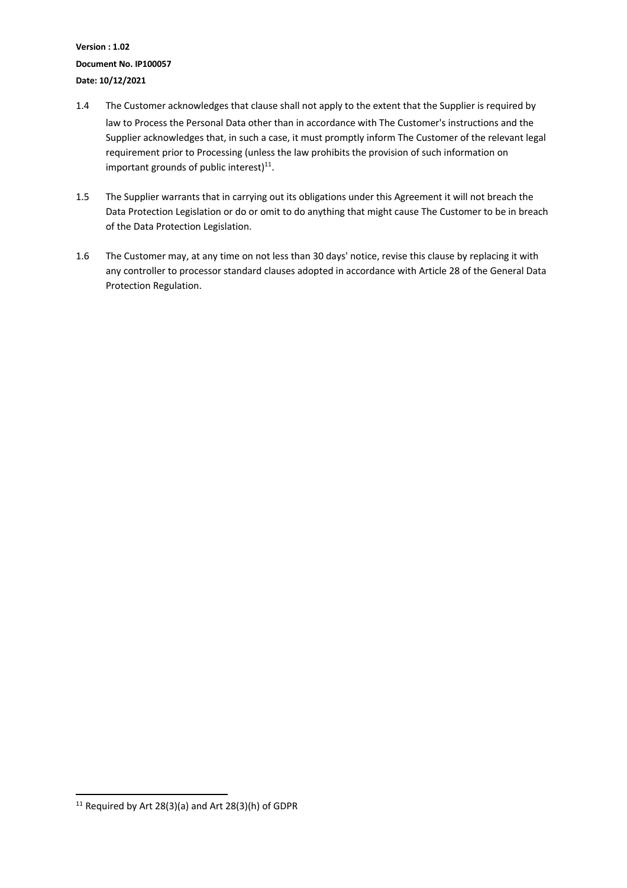1.4 The Customer acknowledges that clause shall not apply to the extent that the Supplier is required by law to Process the Personal Data other than in accordance with The Customer's instructions and the Supplier acknowledges that, in such a case, it must promptly inform The Customer of the relevant legal requirement prior to Processing (unless the law prohibits the provision of such information on important grounds of public interest)[11].

1.5 The Supplier warrants that in carrying out its obligations under this Agreement it will not breach the Data Protection Legislation or do or omit to do anything that might cause The Customer to be in breach of the Data Protection Legislation.

1.6 The Customer may, at any time on not less than 30 days' notice, revise this clause by replacing it with any controller to processor standard clauses adopted in accordance with Article 28 of the General Data Protection Regulation.

[11] Required by Art 28(3)(a) and Art 28(3)(h) of GDPR